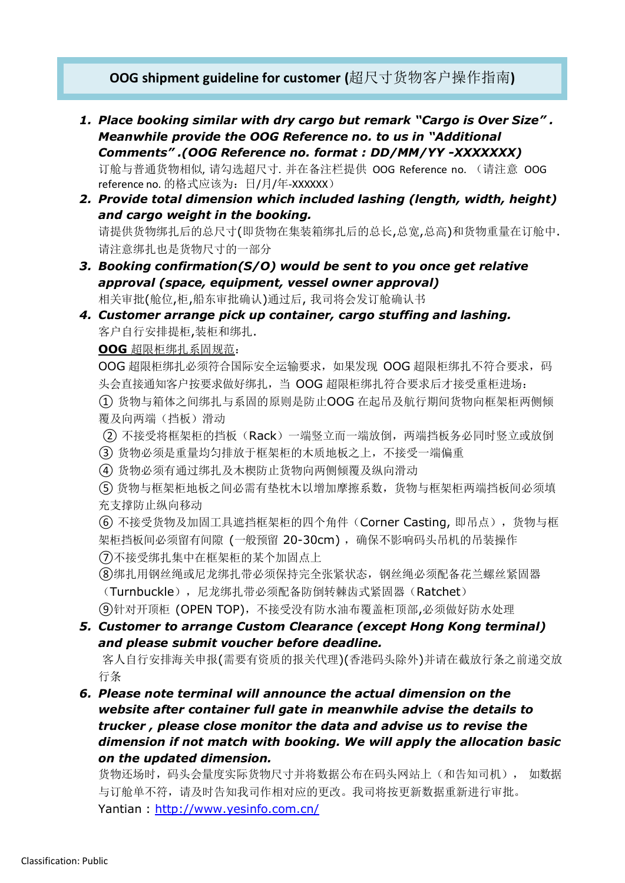# OOG shipment guideline for customer (超尺寸货物客户操作指南)

1. ***Place booking similar with dry cargo but remark "Cargo is Over Size". Meanwhile provide the OOG Reference no. to us in "Additional Comments".(OOG Reference no. format : DD/MM/YY -XXXXXXX)***
   订舱与普通货物相似, 请勾选超尺寸. 并在备注栏提供 OOG Reference no. （请注意 OOG reference no. 的格式应该为：日/月/年-XXXXXX）
2. ***Provide total dimension which included lashing (length, width, height) and cargo weight in the booking.***
   请提供货物绑扎后的总尺寸(即货物在集装箱绑扎后的总长,总宽,总高)和货物重量在订舱中. 请注意绑扎也是货物尺寸的一部分
3. ***Booking confirmation(S/O) would be sent to you once get relative approval (space, equipment, vessel owner approval)***
   相关审批(舱位,柜,船东审批确认)通过后, 我司将会发订舱确认书
4. ***Customer arrange pick up container, cargo stuffing and lashing.***
   客户自行安排提柜,装柜和绑扎.
   <u>**OOG** 超限柜绑扎系固规范</u>:
   OOG 超限柜绑扎必须符合国际安全运输要求，如果发现 OOG 超限柜绑扎不符合要求，码头会直接通知客户按要求做好绑扎，当 OOG 超限柜绑扎符合要求后才接受重柜进场：
   ① 货物与箱体之间绑扎与系固的原则是防止OOG 在起吊及航行期间货物向框架柜两侧倾覆及向两端（挡板）滑动
   ② 不接受将框架柜的挡板（Rack）一端竖立而一端放倒，两端挡板务必同时竖立或放倒
   ③ 货物必须是重量均匀排放于框架柜的木质地板之上，不接受一端偏重
   ④ 货物必须有通过绑扎及木楔防止货物向两侧倾覆及纵向滑动
   ⑤ 货物与框架柜地板之间必需有垫枕木以增加摩擦系数，货物与框架柜两端挡板间必须填充支撑防止纵向移动
   ⑥ 不接受货物及加固工具遮挡框架柜的四个角件（Corner Casting, 即吊点），货物与框架柜挡板间必须留有间隙（一般预留 20-30cm），确保不影响码头吊机的吊装操作
   ⑦不接受绑扎集中在框架柜的某个加固点上
   ⑧绑扎用钢丝绳或尼龙绑扎带必须保持完全张紧状态，钢丝绳必须配备花兰螺丝紧固器（Turnbuckle），尼龙绑扎带必须配备防倒转棘齿式紧固器（Ratchet）
   ⑨针对开顶柜 (OPEN TOP)，不接受没有防水油布覆盖柜顶部,必须做好防水处理
5. ***Customer to arrange Custom Clearance (except Hong Kong terminal) and please submit voucher before deadline.***
   客人自行安排海关申报(需要有资质的报关代理)(香港码头除外)并请在截放行条之前递交放行条
6. ***Please note terminal will announce the actual dimension on the website after container full gate in meanwhile advise the details to trucker , please close monitor the data and advise us to revise the dimension if not match with booking. We will apply the allocation basic on the updated dimension.***
   货物还场时，码头会量度实际货物尺寸并将数据公布在码头网站上（和告知司机）， 如数据与订舱单不符，请及时告知我司作相对应的更改。我司将按更新数据重新进行审批。
   Yantian：[http://www.yesinfo.com.cn/](http://www.yesinfo.com.cn/)

Classification: Public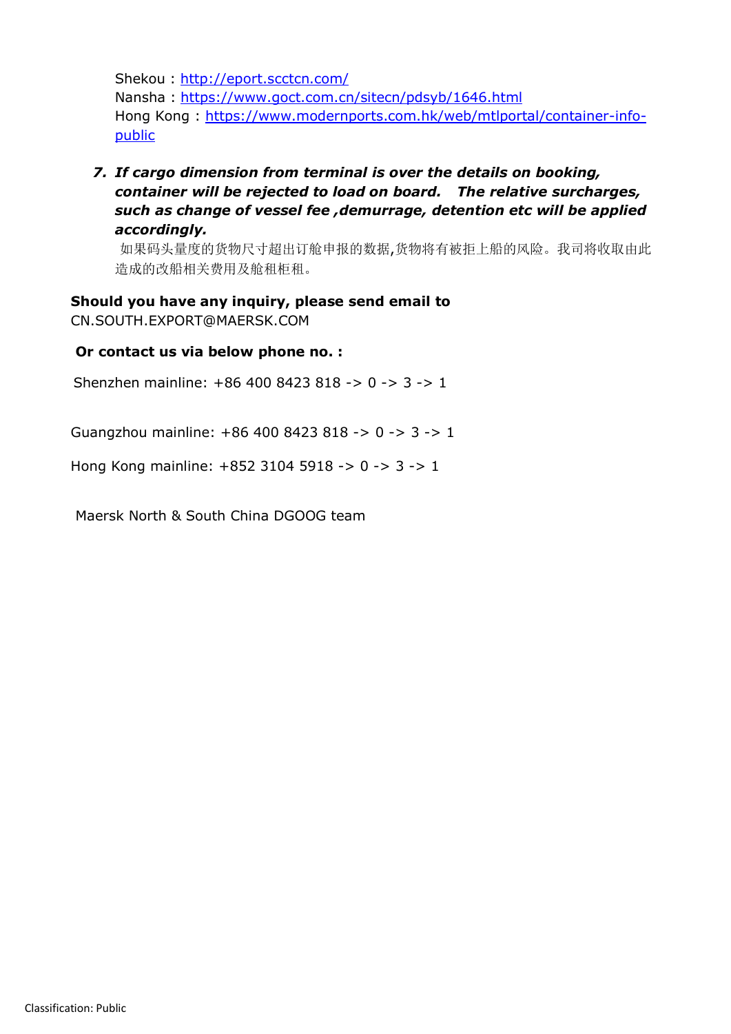Shekou : [http://eport.scctcn.com/](http://eport.scctcn.com/)
Nansha : [https://www.goct.com.cn/sitecn/pdsyb/1646.html](https://www.goct.com.cn/sitecn/pdsyb/1646.html)
Hong Kong : [https://www.modernports.com.hk/web/mtlportal/container-info-public](https://www.modernports.com.hk/web/mtlportal/container-info-public)

7. ***If cargo dimension from terminal is over the details on booking, container will be rejected to load on board. The relative surcharges, such as change of vessel fee ,demurrage, detention etc will be applied accordingly.***
   如果码头量度的货物尺寸超出订舱申报的数据,货物将有被拒上船的风险。我司将收取由此造成的改船相关费用及舱租柜租。

**Should you have any inquiry, please send email to**
CN.SOUTH.EXPORT@MAERSK.COM

**Or contact us via below phone no. :**

Shenzhen mainline: +86 400 8423 818 -> 0 -> 3 -> 1

Guangzhou mainline: +86 400 8423 818 -> 0 -> 3 -> 1

Hong Kong mainline: +852 3104 5918 -> 0 -> 3 -> 1

Maersk North & South China DGOOG team

Classification: Public